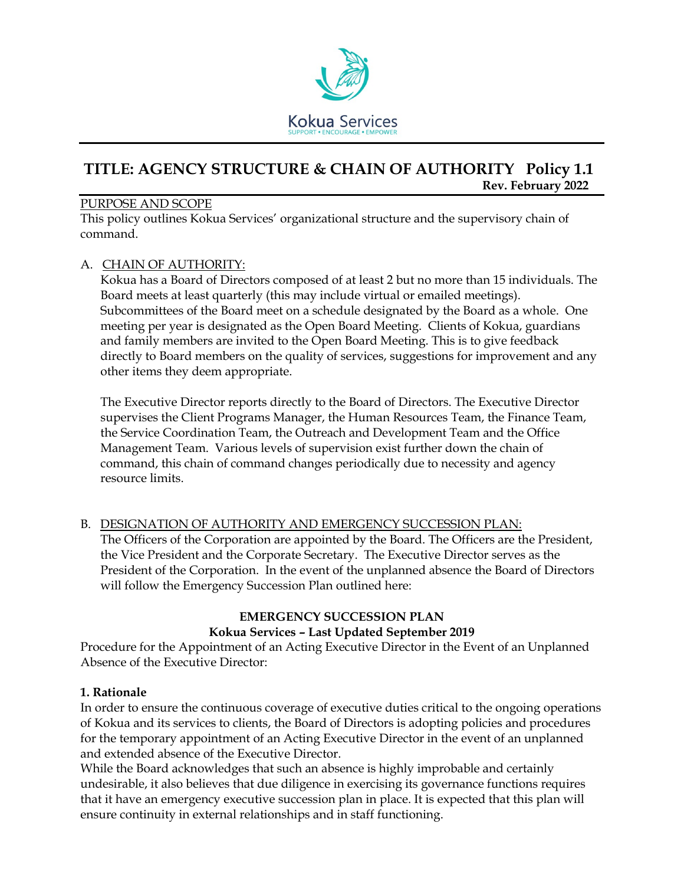Kokua Services

SUPPORT • ENCOURAGE • EMPOWER

# TITLE: AGENCY STRUCTURE & CHAIN OF AUTHORITY Policy 1.1

**Rev. February 2022**

PURPOSE AND SCOPE

This policy outlines Kokua Services' organizational structure and the supervisory chain of command.

A. CHAIN OF AUTHORITY:

Kokua has a Board of Directors composed of at least 2 but no more than 15 individuals. The Board meets at least quarterly (this may include virtual or emailed meetings). Subcommittees of the Board meet on a schedule designated by the Board as a whole. One meeting per year is designated as the Open Board Meeting. Clients of Kokua, guardians and family members are invited to the Open Board Meeting. This is to give feedback directly to Board members on the quality of services, suggestions for improvement and any other items they deem appropriate.

The Executive Director reports directly to the Board of Directors. The Executive Director supervises the Client Programs Manager, the Human Resources Team, the Finance Team, the Service Coordination Team, the Outreach and Development Team and the Office Management Team. Various levels of supervision exist further down the chain of command, this chain of command changes periodically due to necessity and agency resource limits.

B. DESIGNATION OF AUTHORITY AND EMERGENCY SUCCESSION PLAN:

The Officers of the Corporation are appointed by the Board. The Officers are the President, the Vice President and the Corporate Secretary. The Executive Director serves as the President of the Corporation. In the event of the unplanned absence the Board of Directors will follow the Emergency Succession Plan outlined here:

**EMERGENCY SUCCESSION PLAN**

**Kokua Services – Last Updated September 2019**

Procedure for the Appointment of an Acting Executive Director in the Event of an Unplanned Absence of the Executive Director:

**1. Rationale**

In order to ensure the continuous coverage of executive duties critical to the ongoing operations of Kokua and its services to clients, the Board of Directors is adopting policies and procedures for the temporary appointment of an Acting Executive Director in the event of an unplanned and extended absence of the Executive Director.

While the Board acknowledges that such an absence is highly improbable and certainly undesirable, it also believes that due diligence in exercising its governance functions requires that it have an emergency executive succession plan in place. It is expected that this plan will ensure continuity in external relationships and in staff functioning.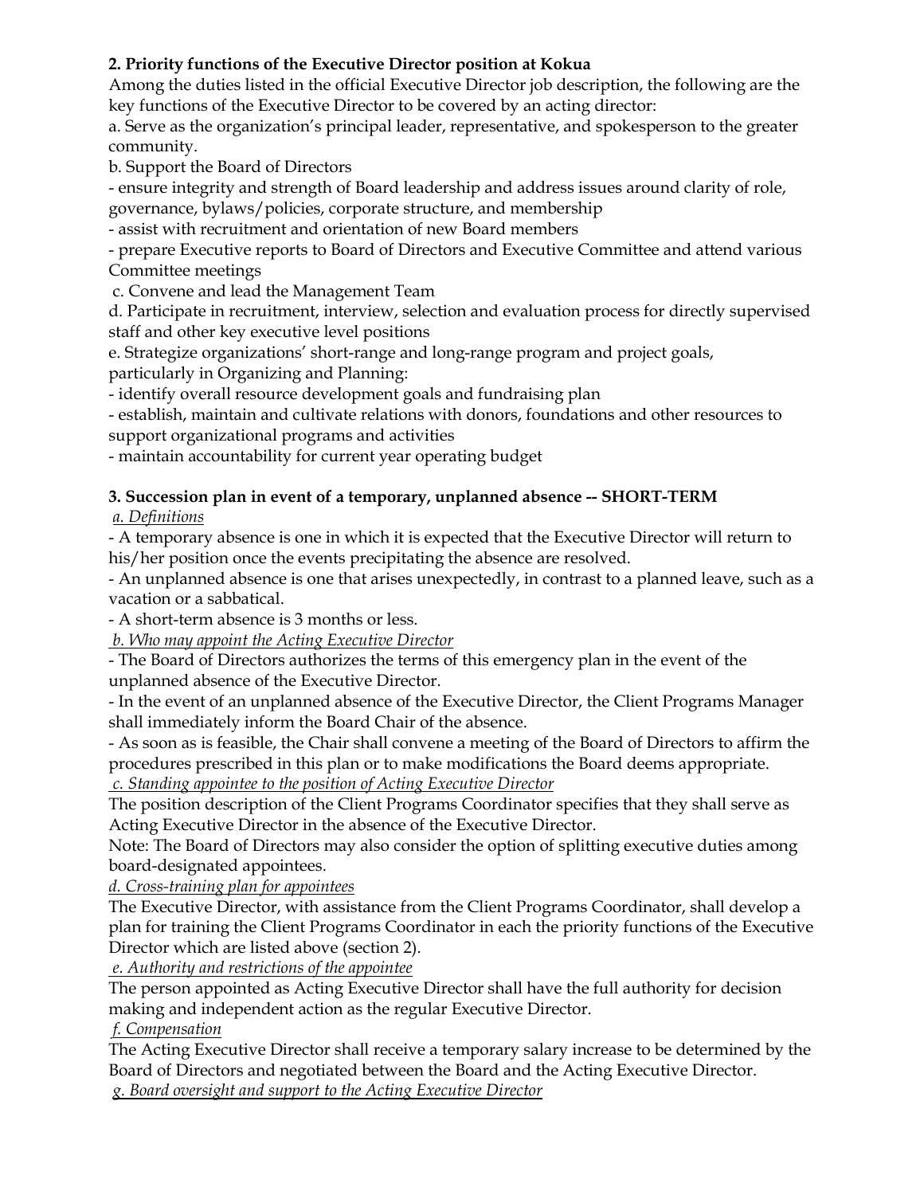**2. Priority functions of the Executive Director position at Kokua**

Among the duties listed in the official Executive Director job description, the following are the key functions of the Executive Director to be covered by an acting director:

a. Serve as the organization's principal leader, representative, and spokesperson to the greater community.

b. Support the Board of Directors

- ensure integrity and strength of Board leadership and address issues around clarity of role, governance, bylaws/policies, corporate structure, and membership
- assist with recruitment and orientation of new Board members
- prepare Executive reports to Board of Directors and Executive Committee and attend various Committee meetings

c. Convene and lead the Management Team

d. Participate in recruitment, interview, selection and evaluation process for directly supervised staff and other key executive level positions

e. Strategize organizations' short-range and long-range program and project goals, particularly in Organizing and Planning:

- identify overall resource development goals and fundraising plan
- establish, maintain and cultivate relations with donors, foundations and other resources to support organizational programs and activities
- maintain accountability for current year operating budget

**3. Succession plan in event of a temporary, unplanned absence -- SHORT-TERM**

*a. Definitions*

- A temporary absence is one in which it is expected that the Executive Director will return to his/her position once the events precipitating the absence are resolved.
- An unplanned absence is one that arises unexpectedly, in contrast to a planned leave, such as a vacation or a sabbatical.
- A short-term absence is 3 months or less.

*b. Who may appoint the Acting Executive Director*

- The Board of Directors authorizes the terms of this emergency plan in the event of the unplanned absence of the Executive Director.
- In the event of an unplanned absence of the Executive Director, the Client Programs Manager shall immediately inform the Board Chair of the absence.
- As soon as is feasible, the Chair shall convene a meeting of the Board of Directors to affirm the procedures prescribed in this plan or to make modifications the Board deems appropriate.

*c. Standing appointee to the position of Acting Executive Director*

The position description of the Client Programs Coordinator specifies that they shall serve as Acting Executive Director in the absence of the Executive Director.

Note: The Board of Directors may also consider the option of splitting executive duties among board-designated appointees.

*d. Cross-training plan for appointees*

The Executive Director, with assistance from the Client Programs Coordinator, shall develop a plan for training the Client Programs Coordinator in each the priority functions of the Executive Director which are listed above (section 2).

*e. Authority and restrictions of the appointee*

The person appointed as Acting Executive Director shall have the full authority for decision making and independent action as the regular Executive Director.

*f. Compensation*

The Acting Executive Director shall receive a temporary salary increase to be determined by the Board of Directors and negotiated between the Board and the Acting Executive Director.

*g. Board oversight and support to the Acting Executive Director*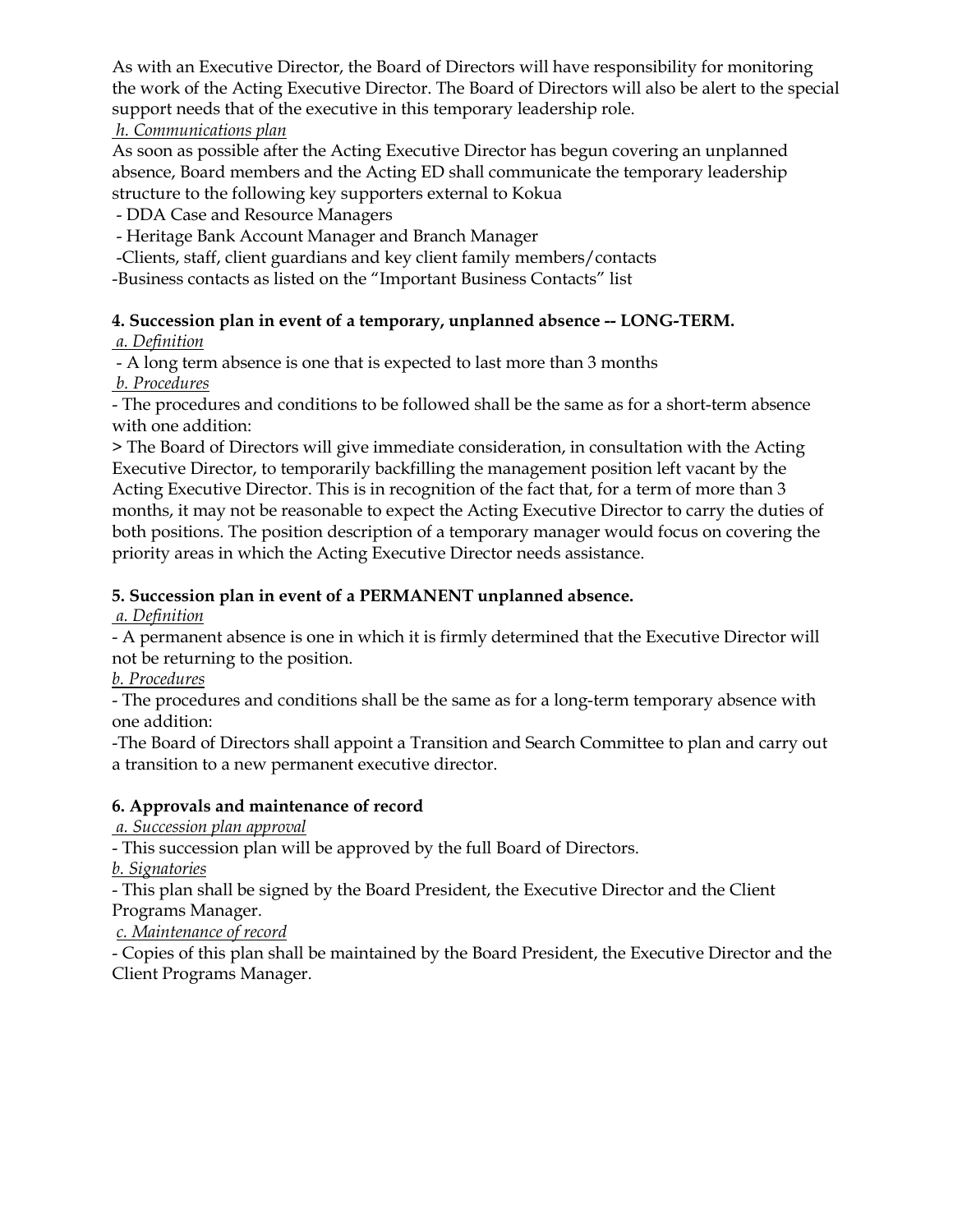As with an Executive Director, the Board of Directors will have responsibility for monitoring the work of the Acting Executive Director. The Board of Directors will also be alert to the special support needs that of the executive in this temporary leadership role.

*h. Communications plan*

As soon as possible after the Acting Executive Director has begun covering an unplanned absence, Board members and the Acting ED shall communicate the temporary leadership structure to the following key supporters external to Kokua

- DDA Case and Resource Managers
- Heritage Bank Account Manager and Branch Manager
- Clients, staff, client guardians and key client family members/contacts
- Business contacts as listed on the "Important Business Contacts" list

**4. Succession plan in event of a temporary, unplanned absence -- LONG-TERM.**

*a. Definition*

- A long term absence is one that is expected to last more than 3 months

*b. Procedures*

- The procedures and conditions to be followed shall be the same as for a short-term absence with one addition:

> The Board of Directors will give immediate consideration, in consultation with the Acting Executive Director, to temporarily backfilling the management position left vacant by the Acting Executive Director. This is in recognition of the fact that, for a term of more than 3 months, it may not be reasonable to expect the Acting Executive Director to carry the duties of both positions. The position description of a temporary manager would focus on covering the priority areas in which the Acting Executive Director needs assistance.

**5. Succession plan in event of a PERMANENT unplanned absence.**

*a. Definition*

- A permanent absence is one in which it is firmly determined that the Executive Director will not be returning to the position.

*b. Procedures*

- The procedures and conditions shall be the same as for a long-term temporary absence with one addition:

- The Board of Directors shall appoint a Transition and Search Committee to plan and carry out a transition to a new permanent executive director.

**6. Approvals and maintenance of record**

*a. Succession plan approval*

- This succession plan will be approved by the full Board of Directors.

*b. Signatories*

- This plan shall be signed by the Board President, the Executive Director and the Client Programs Manager.

*c. Maintenance of record*

- Copies of this plan shall be maintained by the Board President, the Executive Director and the Client Programs Manager.